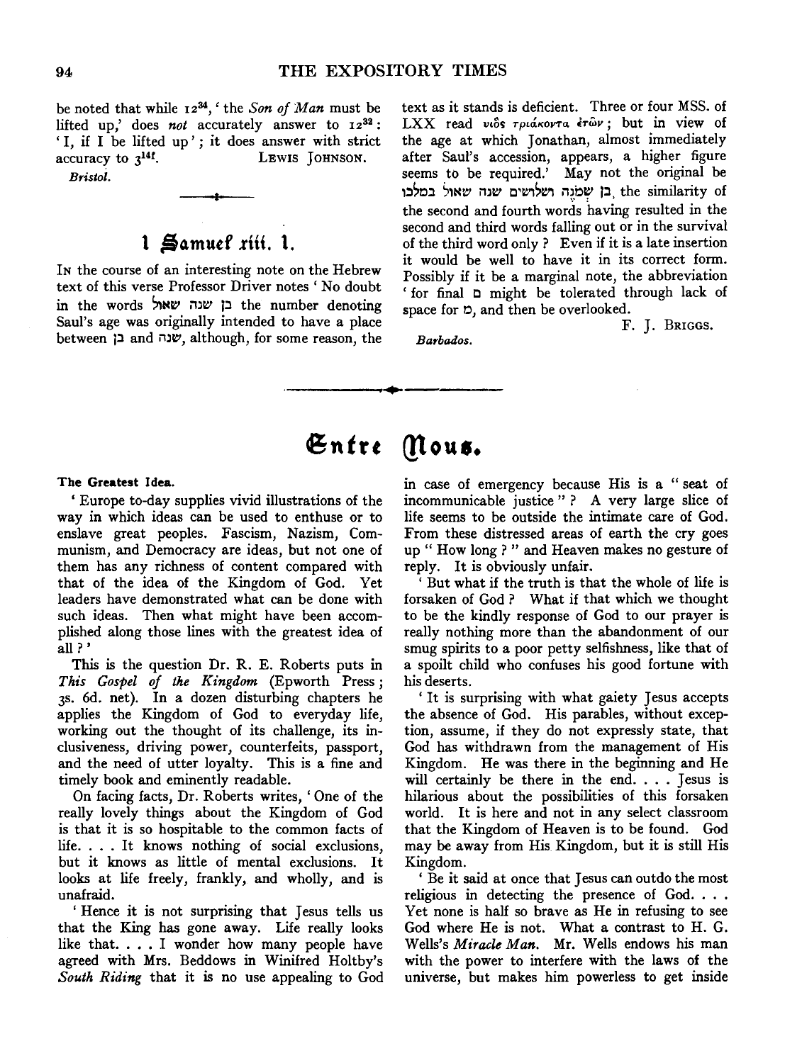be noted that while $12^{34}$, 'the *Son of Man* must be lifted up,' does *not* accurately answer to $12^{32}$: 'I, if I be lifted up'; it does answer with strict accuracy to $3^{14f}$.

LEWIS JOHNSON.

*Bristol.*

## 1 Samuel xiii. 1.

IN the course of an interesting note on the Hebrew text of this verse Professor Driver notes 'No doubt in the words בן שנה שאול the number denoting Saul's age was originally intended to have a place between בן and שנה, although, for some reason, the text as it stands is deficient. Three or four MSS. of LXX read υἱὸς τριάκοντα ἐτῶν; but in view of the age at which Jonathan, almost immediately after Saul's accession, appears, a higher figure seems to be required.' May not the original be בן שְׁמֹנֶה ושלושים שנה שאול במלכו, the similarity of the second and fourth words having resulted in the second and third words falling out or in the survival of the third word only? Even if it is a late insertion it would be well to have it in its correct form. Possibly if it be a marginal note, the abbreviation ' for final ם might be tolerated through lack of space for ם, and then be overlooked.

F. J. BRIGGS.

*Barbados.*

# Entre Nous.

**The Greatest Idea.**

'Europe to-day supplies vivid illustrations of the way in which ideas can be used to enthuse or to enslave great peoples. Fascism, Nazism, Communism, and Democracy are ideas, but not one of them has any richness of content compared with that of the idea of the Kingdom of God. Yet leaders have demonstrated what can be done with such ideas. Then what might have been accomplished along those lines with the greatest idea of all?'

This is the question Dr. R. E. Roberts puts in *This Gospel of the Kingdom* (Epworth Press; 3s. 6d. net). In a dozen disturbing chapters he applies the Kingdom of God to everyday life, working out the thought of its challenge, its inclusiveness, driving power, counterfeits, passport, and the need of utter loyalty. This is a fine and timely book and eminently readable.

On facing facts, Dr. Roberts writes, 'One of the really lovely things about the Kingdom of God is that it is so hospitable to the common facts of life. . . . It knows nothing of social exclusions, but it knows as little of mental exclusions. It looks at life freely, frankly, and wholly, and is unafraid.

'Hence it is not surprising that Jesus tells us that the King has gone away. Life really looks like that. . . . I wonder how many people have agreed with Mrs. Beddows in Winifred Holtby's *South Riding* that it is no use appealing to God in case of emergency because His is a "seat of incommunicable justice"? A very large slice of life seems to be outside the intimate care of God. From these distressed areas of earth the cry goes up "How long?" and Heaven makes no gesture of reply. It is obviously unfair.

'But what if the truth is that the whole of life is forsaken of God? What if that which we thought to be the kindly response of God to our prayer is really nothing more than the abandonment of our smug spirits to a poor petty selfishness, like that of a spoilt child who confuses his good fortune with his deserts.

'It is surprising with what gaiety Jesus accepts the absence of God. His parables, without exception, assume, if they do not expressly state, that God has withdrawn from the management of His Kingdom. He was there in the beginning and He will certainly be there in the end. . . . Jesus is hilarious about the possibilities of this forsaken world. It is here and not in any select classroom that the Kingdom of Heaven is to be found. God may be away from His Kingdom, but it is still His Kingdom.

'Be it said at once that Jesus can outdo the most religious in detecting the presence of God. . . . Yet none is half so brave as He in refusing to see God where He is not. What a contrast to H. G. Wells's *Miracle Man*. Mr. Wells endows his man with the power to interfere with the laws of the universe, but makes him powerless to get inside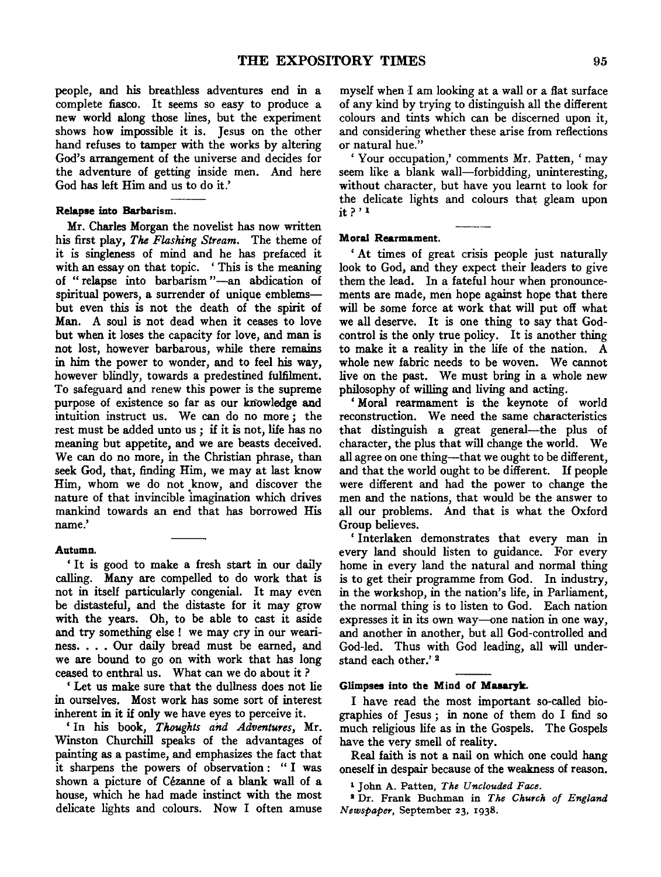people, and his breathless adventures end in a complete fiasco. It seems so easy to produce a new world along those lines, but the experiment shows how impossible it is. Jesus on the other hand refuses to tamper with the works by altering God's arrangement of the universe and decides for the adventure of getting inside men. And here God has left Him and us to do it.'

#### Relapse into Barbarism.

Mr. Charles Morgan the novelist has now written his first play, *The Flashing Stream*. The theme of it is singleness of mind and he has prefaced it with an essay on that topic. 'This is the meaning of "relapse into barbarism"—an abdication of spiritual powers, a surrender of unique emblems—but even this is not the death of the spirit of Man. A soul is not dead when it ceases to love but when it loses the capacity for love, and man is not lost, however barbarous, while there remains in him the power to wonder, and to feel his way, however blindly, towards a predestined fulfilment. To safeguard and renew this power is the supreme purpose of existence so far as our knowledge and intuition instruct us. We can do no more; the rest must be added unto us; if it is not, life has no meaning but appetite, and we are beasts deceived. We can do no more, in the Christian phrase, than seek God, that, finding Him, we may at last know Him, whom we do not know, and discover the nature of that invincible imagination which drives mankind towards an end that has borrowed His name.'

#### Autumn.

'It is good to make a fresh start in our daily calling. Many are compelled to do work that is not in itself particularly congenial. It may even be distasteful, and the distaste for it may grow with the years. Oh, to be able to cast it aside and try something else! we may cry in our weariness. . . . Our daily bread must be earned, and we are bound to go on with work that has long ceased to enthral us. What can we do about it?

'Let us make sure that the dullness does not lie in ourselves. Most work has some sort of interest inherent in it if only we have eyes to perceive it.

'In his book, *Thoughts and Adventures*, Mr. Winston Churchill speaks of the advantages of painting as a pastime, and emphasizes the fact that it sharpens the powers of observation: "I was shown a picture of Cézanne of a blank wall of a house, which he had made instinct with the most delicate lights and colours. Now I often amuse myself when I am looking at a wall or a flat surface of any kind by trying to distinguish all the different colours and tints which can be discerned upon it, and considering whether these arise from reflections or natural hue."

'Your occupation,' comments Mr. Patten, 'may seem like a blank wall—forbidding, uninteresting, without character, but have you learnt to look for the delicate lights and colours that gleam upon it?' [1]

#### Moral Rearmament.

'At times of great crisis people just naturally look to God, and they expect their leaders to give them the lead. In a fateful hour when pronouncements are made, men hope against hope that there will be some force at work that will put off what we all deserve. It is one thing to say that God-control is the only true policy. It is another thing to make it a reality in the life of the nation. A whole new fabric needs to be woven. We cannot live on the past. We must bring in a whole new philosophy of willing and living and acting.

'Moral rearmament is the keynote of world reconstruction. We need the same characteristics that distinguish a great general—the plus of character, the plus that will change the world. We all agree on one thing—that we ought to be different, and that the world ought to be different. If people were different and had the power to change the men and the nations, that would be the answer to all our problems. And that is what the Oxford Group believes.

'Interlaken demonstrates that every man in every land should listen to guidance. For every home in every land the natural and normal thing is to get their programme from God. In industry, in the workshop, in the nation's life, in Parliament, the normal thing is to listen to God. Each nation expresses it in its own way—one nation in one way, and another in another, but all God-controlled and God-led. Thus with God leading, all will understand each other.' [2]

#### Glimpses into the Mind of Masaryk.

I have read the most important so-called biographies of Jesus; in none of them do I find so much religious life as in the Gospels. The Gospels have the very smell of reality.

Real faith is not a nail on which one could hang oneself in despair because of the weakness of reason.

[1] John A. Patten, *The Unclouded Face*.

[2] Dr. Frank Buchman in *The Church of England Newspaper*, September 23, 1938.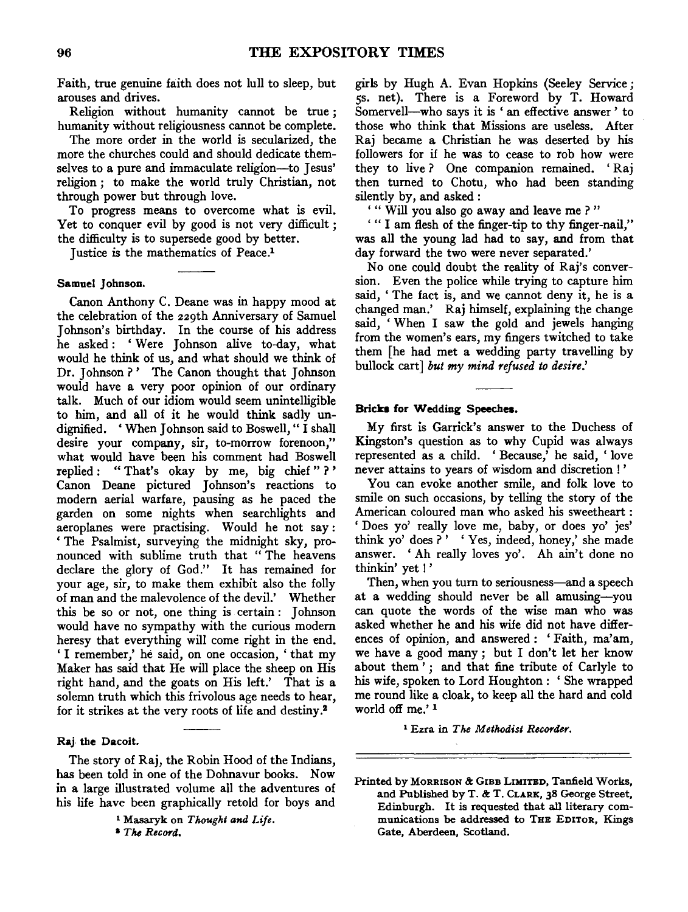Faith, true genuine faith does not lull to sleep, but arouses and drives.

Religion without humanity cannot be true; humanity without religiousness cannot be complete.

The more order in the world is secularized, the more the churches could and should dedicate themselves to a pure and immaculate religion—to Jesus' religion; to make the world truly Christian, not through power but through love.

To progress means to overcome what is evil. Yet to conquer evil by good is not very difficult; the difficulty is to supersede good by better.

Justice is the mathematics of Peace.[1]

[1] Masaryk on *Thought and Life*.

#### Samuel Johnson.

Canon Anthony C. Deane was in happy mood at the celebration of the 229th Anniversary of Samuel Johnson's birthday. In the course of his address he asked: 'Were Johnson alive to-day, what would he think of us, and what should we think of Dr. Johnson?' The Canon thought that Johnson would have a very poor opinion of our ordinary talk. Much of our idiom would seem unintelligible to him, and all of it he would think sadly undignified. 'When Johnson said to Boswell, "I shall desire your company, sir, to-morrow forenoon," what would have been his comment had Boswell replied: "That's okay by me, big chief"?' Canon Deane pictured Johnson's reactions to modern aerial warfare, pausing as he paced the garden on some nights when searchlights and aeroplanes were practising. Would he not say: 'The Psalmist, surveying the midnight sky, pronounced with sublime truth that "The heavens declare the glory of God." It has remained for your age, sir, to make them exhibit also the folly of man and the malevolence of the devil.' Whether this be so or not, one thing is certain: Johnson would have no sympathy with the curious modern heresy that everything will come right in the end. 'I remember,' he said, on one occasion, 'that my Maker has said that He will place the sheep on His right hand, and the goats on His left.' That is a solemn truth which this frivolous age needs to hear, for it strikes at the very roots of life and destiny.[2]

[2] *The Record*.

#### Raj the Dacoit.

The story of Raj, the Robin Hood of the Indians, has been told in one of the Dohnavur books. Now in a large illustrated volume all the adventures of his life have been graphically retold for boys and girls by Hugh A. Evan Hopkins (Seeley Service; 5s. net). There is a Foreword by T. Howard Somervell—who says it is 'an effective answer' to those who think that Missions are useless. After Raj became a Christian he was deserted by his followers for if he was to cease to rob how were they to live? One companion remained. 'Raj then turned to Chotu, who had been standing silently by, and asked:

'"Will you also go away and leave me?"

'"I am flesh of the finger-tip to thy finger-nail," was all the young lad had to say, and from that day forward the two were never separated.'

No one could doubt the reality of Raj's conversion. Even the police while trying to capture him said, 'The fact is, and we cannot deny it, he is a changed man.' Raj himself, explaining the change said, 'When I saw the gold and jewels hanging from the women's ears, my fingers twitched to take them [he had met a wedding party travelling by bullock cart] *but my mind refused to desire.*'

#### Bricks for Wedding Speeches.

My first is Garrick's answer to the Duchess of Kingston's question as to why Cupid was always represented as a child. 'Because,' he said, 'love never attains to years of wisdom and discretion!'

You can evoke another smile, and folk love to smile on such occasions, by telling the story of the American coloured man who asked his sweetheart: 'Does yo' really love me, baby, or does yo' jes' think yo' does?' 'Yes, indeed, honey,' she made answer. 'Ah really loves yo'. Ah ain't done no thinkin' yet!'

Then, when you turn to seriousness—and a speech at a wedding should never be all amusing—you can quote the words of the wise man who was asked whether he and his wife did not have differences of opinion, and answered: 'Faith, ma'am, we have a good many; but I don't let her know about them'; and that fine tribute of Carlyle to his wife, spoken to Lord Houghton: 'She wrapped me round like a cloak, to keep all the hard and cold world off me.'[1]

[1] Ezra in *The Methodist Recorder*.

Printed by MORRISON & GIBB LIMITED, Tanfield Works, and Published by T. & T. CLARK, 38 George Street, Edinburgh. It is requested that all literary communications be addressed to THE EDITOR, Kings Gate, Aberdeen, Scotland.